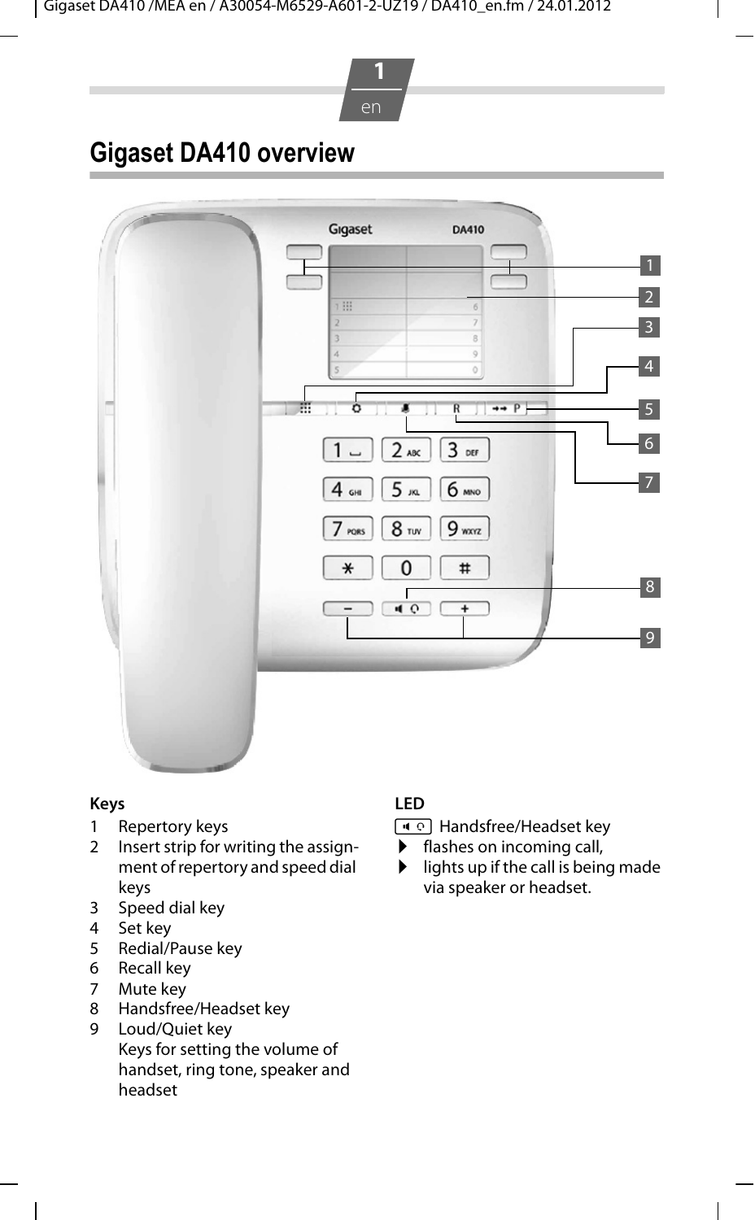# Gigaset DA410 overview

**Keys**

1. Repertory keys
2. Insert strip for writing the assignment of repertory and speed dial keys
3. Speed dial key
4. Set key
5. Redial/Pause key
6. Recall key
7. Mute key
8. Handsfree/Headset key
9. Loud/Quiet key
   Keys for setting the volume of handset, ring tone, speaker and headset

**LED**

Handsfree/Headset key

- flashes on incoming call,
- lights up if the call is being made via speaker or headset.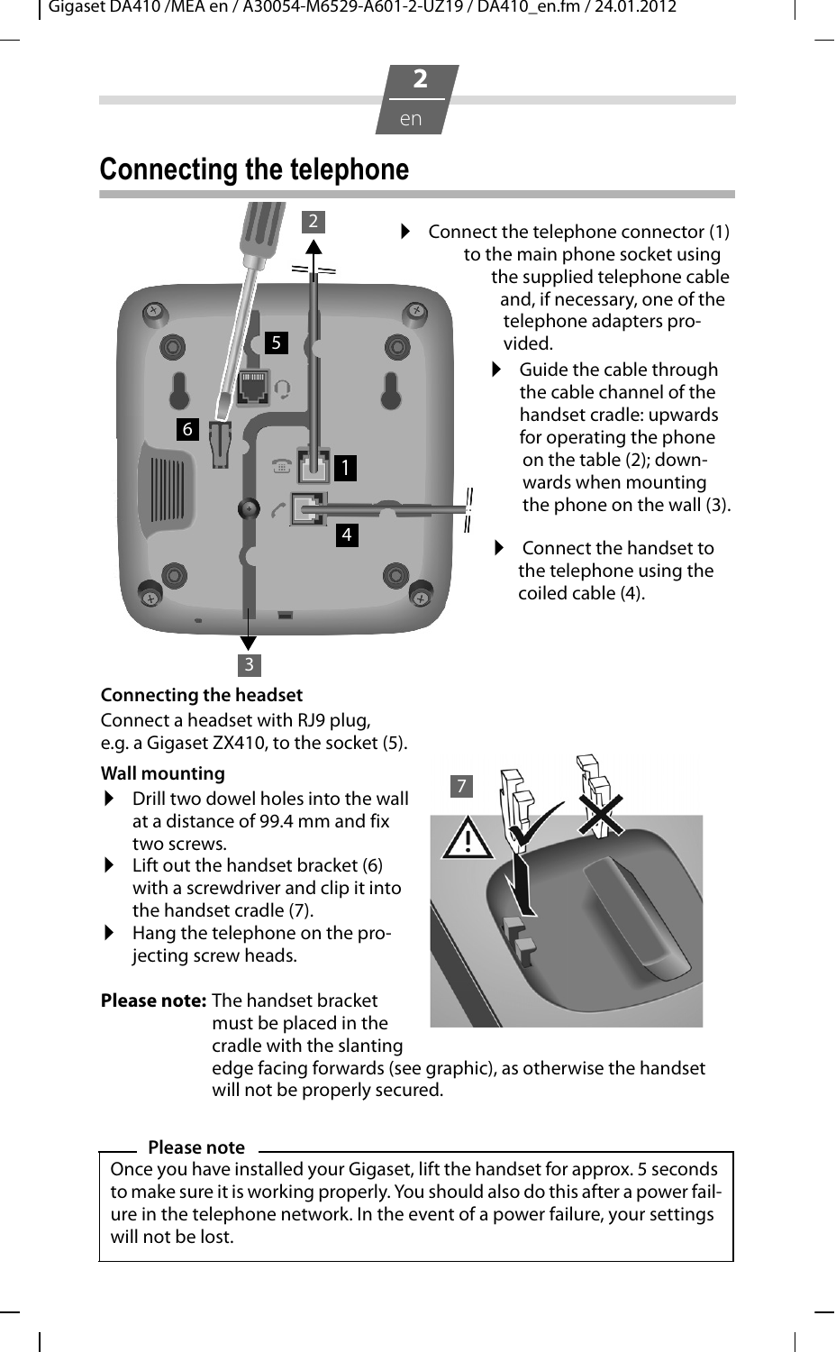# Connecting the telephone

- Connect the telephone connector (1) to the main phone socket using the supplied telephone cable and, if necessary, one of the telephone adapters provided.
- Guide the cable through the cable channel of the handset cradle: upwards for operating the phone on the table (2); downwards when mounting the phone on the wall (3).
- Connect the handset to the telephone using the coiled cable (4).

**Connecting the headset**

Connect a headset with RJ9 plug, e.g. a Gigaset ZX410, to the socket (5).

**Wall mounting**

- Drill two dowel holes into the wall at a distance of 99.4 mm and fix two screws.
- Lift out the handset bracket (6) with a screwdriver and clip it into the handset cradle (7).
- Hang the telephone on the projecting screw heads.

**Please note:** The handset bracket must be placed in the cradle with the slanting edge facing forwards (see graphic), as otherwise the handset will not be properly secured.

**Please note**

Once you have installed your Gigaset, lift the handset for approx. 5 seconds to make sure it is working properly. You should also do this after a power failure in the telephone network. In the event of a power failure, your settings will not be lost.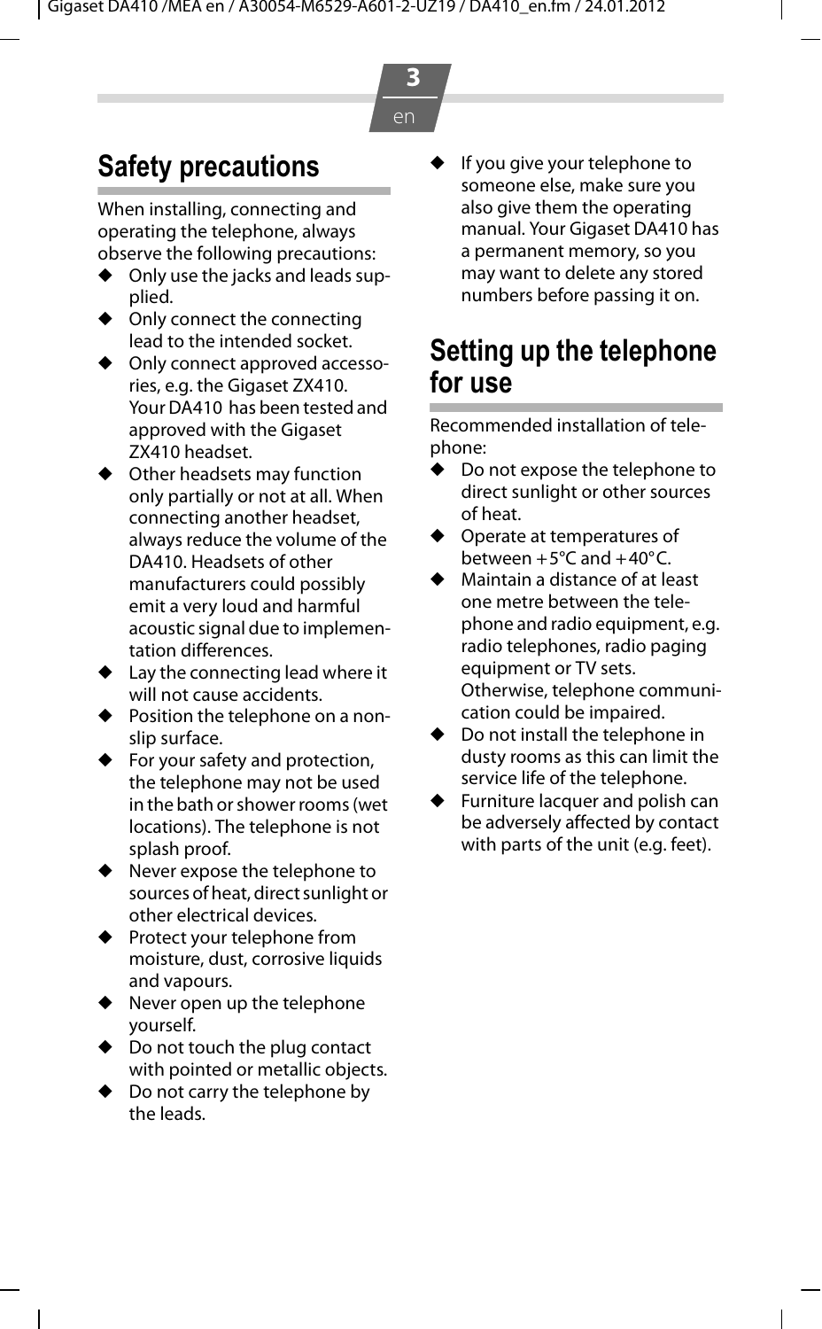## Safety precautions

When installing, connecting and operating the telephone, always observe the following precautions:

- Only use the jacks and leads supplied.
- Only connect the connecting lead to the intended socket.
- Only connect approved accessories, e.g. the Gigaset ZX410. Your DA410 has been tested and approved with the Gigaset ZX410 headset.
- Other headsets may function only partially or not at all. When connecting another headset, always reduce the volume of the DA410. Headsets of other manufacturers could possibly emit a very loud and harmful acoustic signal due to implementation differences.
- Lay the connecting lead where it will not cause accidents.
- Position the telephone on a non-slip surface.
- For your safety and protection, the telephone may not be used in the bath or shower rooms (wet locations). The telephone is not splash proof.
- Never expose the telephone to sources of heat, direct sunlight or other electrical devices.
- Protect your telephone from moisture, dust, corrosive liquids and vapours.
- Never open up the telephone yourself.
- Do not touch the plug contact with pointed or metallic objects.
- Do not carry the telephone by the leads.
- If you give your telephone to someone else, make sure you also give them the operating manual. Your Gigaset DA410 has a permanent memory, so you may want to delete any stored numbers before passing it on.

## Setting up the telephone for use

Recommended installation of telephone:

- Do not expose the telephone to direct sunlight or other sources of heat.
- Operate at temperatures of between +5°C and +40°C.
- Maintain a distance of at least one metre between the telephone and radio equipment, e.g. radio telephones, radio paging equipment or TV sets. Otherwise, telephone communication could be impaired.
- Do not install the telephone in dusty rooms as this can limit the service life of the telephone.
- Furniture lacquer and polish can be adversely affected by contact with parts of the unit (e.g. feet).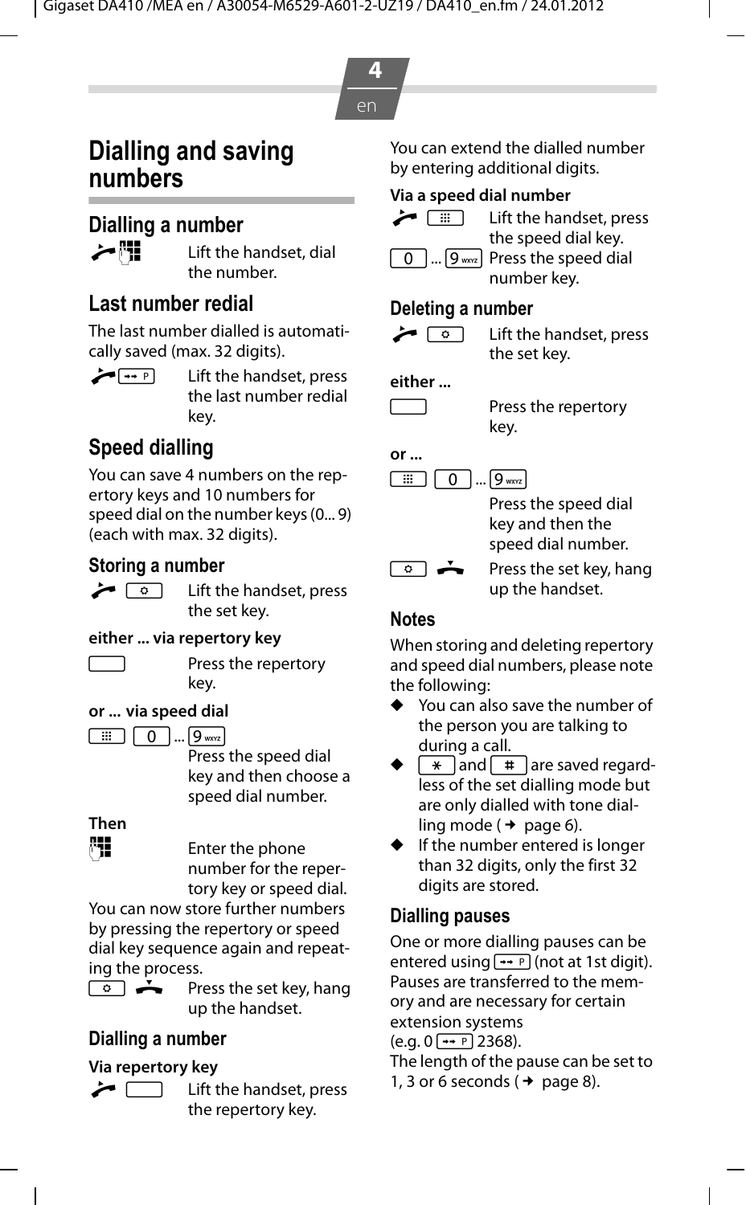# Dialling and saving numbers

## Dialling a number

Lift the handset, dial the number.

## Last number redial

The last number dialled is automatically saved (max. 32 digits).

Lift the handset, press the last number redial key.

## Speed dialling

You can save 4 numbers on the repertory keys and 10 numbers for speed dial on the number keys (0... 9) (each with max. 32 digits).

### Storing a number

Lift the handset, press the set key.

**either ... via repertory key**

Press the repertory key.

**or ... via speed dial**

0 ... 9 WXYZ Press the speed dial key and then choose a speed dial number.

**Then**

Enter the phone number for the repertory key or speed dial.

You can now store further numbers by pressing the repertory or speed dial key sequence again and repeating the process.

Press the set key, hang up the handset.

### Dialling a number

**Via repertory key**

Lift the handset, press the repertory key.

You can extend the dialled number by entering additional digits.

**Via a speed dial number**

Lift the handset, press the speed dial key.

0 ... 9 WXYZ Press the speed dial number key.

### Deleting a number

Lift the handset, press the set key.

**either ...**

Press the repertory key.

**or ...**

0 ... 9 WXYZ Press the speed dial key and then the speed dial number.

Press the set key, hang up the handset.

## Notes

When storing and deleting repertory and speed dial numbers, please note the following:

- You can also save the number of the person you are talking to during a call.
- * and # are saved regardless of the set dialling mode but are only dialled with tone dialling mode (→ page 6).
- If the number entered is longer than 32 digits, only the first 32 digits are stored.

## Dialling pauses

One or more dialling pauses can be entered using P (not at 1st digit). Pauses are transferred to the memory and are necessary for certain extension systems (e.g. 0 P 2368).

The length of the pause can be set to 1, 3 or 6 seconds (→ page 8).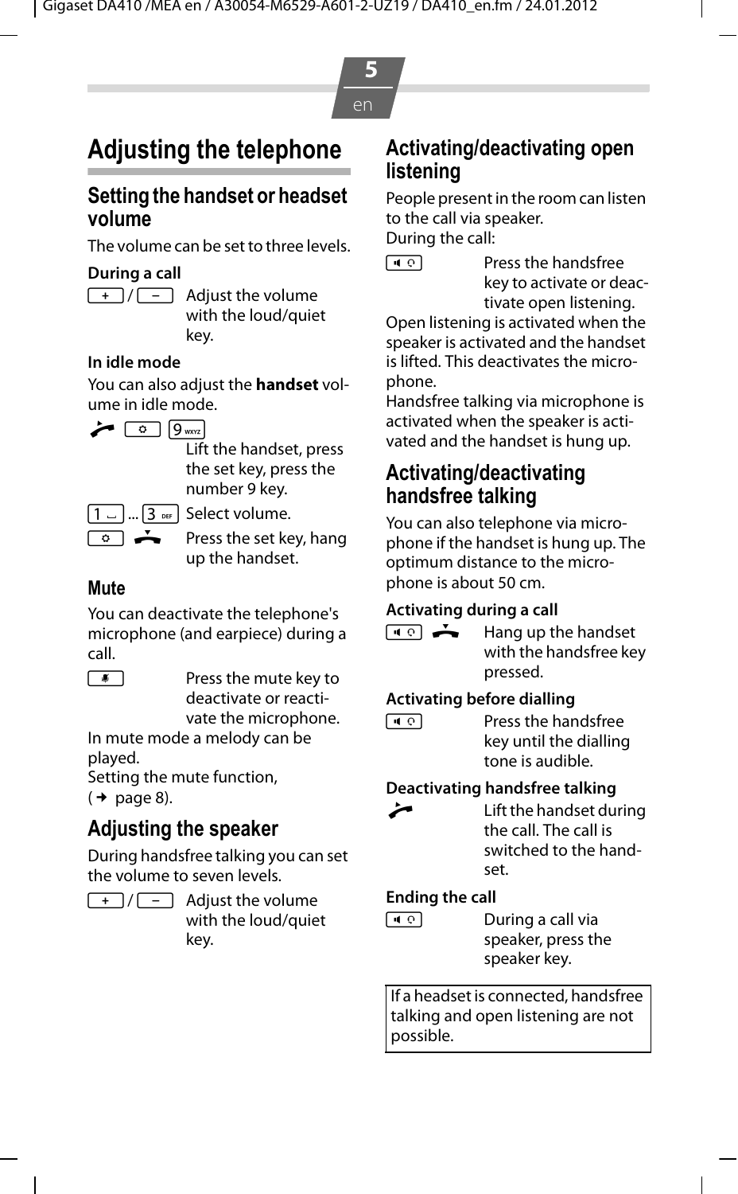# Adjusting the telephone

## Setting the handset or headset volume

The volume can be set to three levels.

**During a call**

[+] / [−] Adjust the volume with the loud/quiet key.

**In idle mode**

You can also adjust the **handset** volume in idle mode.

[Lift handset] [Set] [9 WXYZ] Lift the handset, press the set key, press the number 9 key.

[1] ... [3 DEF] Select volume.

[Set] [Hang up] Press the set key, hang up the handset.

### Mute

You can deactivate the telephone's microphone (and earpiece) during a call.

[Mute] Press the mute key to deactivate or reactivate the microphone.

In mute mode a melody can be played.
Setting the mute function, (→ page 8).

## Adjusting the speaker

During handsfree talking you can set the volume to seven levels.

[+] / [−] Adjust the volume with the loud/quiet key.

## Activating/deactivating open listening

People present in the room can listen to the call via speaker.
During the call:

[Handsfree] Press the handsfree key to activate or deactivate open listening.

Open listening is activated when the speaker is activated and the handset is lifted. This deactivates the microphone.
Handsfree talking via microphone is activated when the speaker is activated and the handset is hung up.

## Activating/deactivating handsfree talking

You can also telephone via microphone if the handset is hung up. The optimum distance to the microphone is about 50 cm.

**Activating during a call**

[Handsfree] [Hang up] Hang up the handset with the handsfree key pressed.

**Activating before dialling**

[Handsfree] Press the handsfree key until the dialling tone is audible.

**Deactivating handsfree talking**

[Lift handset] Lift the handset during the call. The call is switched to the handset.

**Ending the call**

[Handsfree] During a call via speaker, press the speaker key.

> If a headset is connected, handsfree talking and open listening are not possible.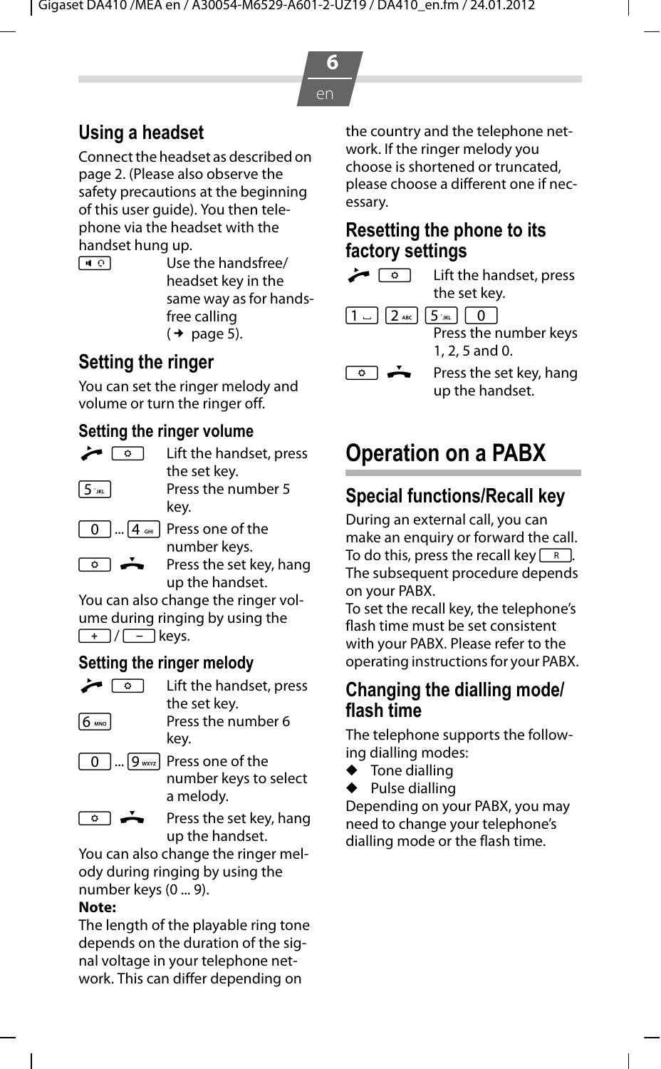## Using a headset

Connect the headset as described on page 2. (Please also observe the safety precautions at the beginning of this user guide). You then telephone via the headset with the handset hung up.

| | |
|---|---|
| handsfree/headset key | Use the handsfree/headset key in the same way as for handsfree calling (→ page 5). |

## Setting the ringer

You can set the ringer melody and volume or turn the ringer off.

### Setting the ringer volume

| | |
|---|---|
| Lift handset, set key | Lift the handset, press the set key. |
| 5 | Press the number 5 key. |
| 0 ... 4 | Press one of the number keys. |
| set key, hang up | Press the set key, hang up the handset. |

You can also change the ringer volume during ringing by using the + / − keys.

### Setting the ringer melody

| | |
|---|---|
| Lift handset, set key | Lift the handset, press the set key. |
| 6 | Press the number 6 key. |
| 0 ... 9 | Press one of the number keys to select a melody. |
| set key, hang up | Press the set key, hang up the handset. |

You can also change the ringer melody during ringing by using the number keys (0 ... 9).

**Note:**
The length of the playable ring tone depends on the duration of the signal voltage in your telephone network. This can differ depending on the country and the telephone network. If the ringer melody you choose is shortened or truncated, please choose a different one if necessary.

## Resetting the phone to its factory settings

| | |
|---|---|
| Lift handset, set key | Lift the handset, press the set key. |
| 1 2 5 0 | Press the number keys 1, 2, 5 and 0. |
| set key, hang up | Press the set key, hang up the handset. |

# Operation on a PABX

## Special functions/Recall key

During an external call, you can make an enquiry or forward the call. To do this, press the recall key R. The subsequent procedure depends on your PABX.
To set the recall key, the telephone's flash time must be set consistent with your PABX. Please refer to the operating instructions for your PABX.

## Changing the dialling mode/ flash time

The telephone supports the following dialling modes:

- Tone dialling
- Pulse dialling

Depending on your PABX, you may need to change your telephone's dialling mode or the flash time.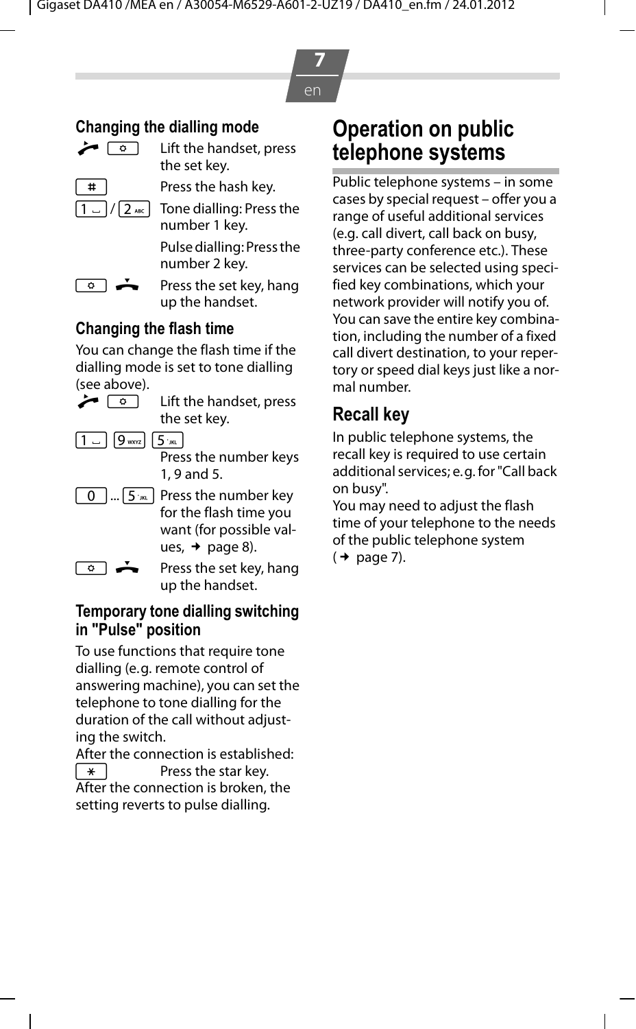### Changing the dialling mode

| | |
|---|---|
| [lift handset] [set key] | Lift the handset, press the set key. |
| # | Press the hash key. |
| 1 / 2 ABC | Tone dialling: Press the number 1 key. |
| | Pulse dialling: Press the number 2 key. |
| [set key] [hang up] | Press the set key, hang up the handset. |

### Changing the flash time

You can change the flash time if the dialling mode is set to tone dialling (see above).

| | |
|---|---|
| [lift handset] [set key] | Lift the handset, press the set key. |
| 1 9 WXYZ 5 JKL | Press the number keys 1, 9 and 5. |
| 0 ... 5 JKL | Press the number key for the flash time you want (for possible values, → page 8). |
| [set key] [hang up] | Press the set key, hang up the handset. |

### Temporary tone dialling switching in "Pulse" position

To use functions that require tone dialling (e.g. remote control of answering machine), you can set the telephone to tone dialling for the duration of the call without adjusting the switch.

After the connection is established:

| | |
|---|---|
| * | Press the star key. |

After the connection is broken, the setting reverts to pulse dialling.

## Operation on public telephone systems

Public telephone systems – in some cases by special request – offer you a range of useful additional services (e.g. call divert, call back on busy, three-party conference etc.). These services can be selected using specified key combinations, which your network provider will notify you of. You can save the entire key combination, including the number of a fixed call divert destination, to your repertory or speed dial keys just like a normal number.

### Recall key

In public telephone systems, the recall key is required to use certain additional services; e.g. for "Call back on busy".

You may need to adjust the flash time of your telephone to the needs of the public telephone system (→ page 7).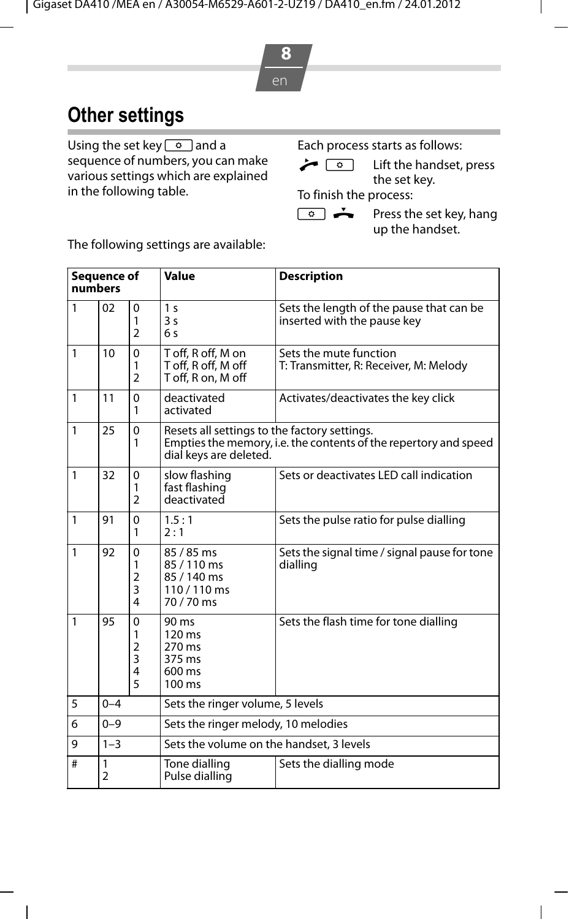# Other settings

Using the set key [⚙] and a sequence of numbers, you can make various settings which are explained in the following table.

Each process starts as follows:

Lift the handset, press the set key.

To finish the process:

Press the set key, hang up the handset.

The following settings are available:

| Sequence of numbers | | | Value | Description |
|---|---|---|---|---|
| 1 | 02 | 0<br>1<br>2 | 1 s<br>3 s<br>6 s | Sets the length of the pause that can be inserted with the pause key |
| 1 | 10 | 0<br>1<br>2 | T off, R off, M on<br>T off, R off, M off<br>T off, R on, M off | Sets the mute function<br>T: Transmitter, R: Receiver, M: Melody |
| 1 | 11 | 0<br>1 | deactivated<br>activated | Activates/deactivates the key click |
| 1 | 25 | 0<br>1 | Resets all settings to the factory settings.<br>Empties the memory, i.e. the contents of the repertory and speed dial keys are deleted. | |
| 1 | 32 | 0<br>1<br>2 | slow flashing<br>fast flashing<br>deactivated | Sets or deactivates LED call indication |
| 1 | 91 | 0<br>1 | 1.5 : 1<br>2 : 1 | Sets the pulse ratio for pulse dialling |
| 1 | 92 | 0<br>1<br>2<br>3<br>4 | 85 / 85 ms<br>85 / 110 ms<br>85 / 140 ms<br>110 / 110 ms<br>70 / 70 ms | Sets the signal time / signal pause for tone dialling |
| 1 | 95 | 0<br>1<br>2<br>3<br>4<br>5 | 90 ms<br>120 ms<br>270 ms<br>375 ms<br>600 ms<br>100 ms | Sets the flash time for tone dialling |
| 5 | 0–4 | | Sets the ringer volume, 5 levels | |
| 6 | 0–9 | | Sets the ringer melody, 10 melodies | |
| 9 | 1–3 | | Sets the volume on the handset, 3 levels | |
| # | 1<br>2 | | Tone dialling<br>Pulse dialling | Sets the dialling mode |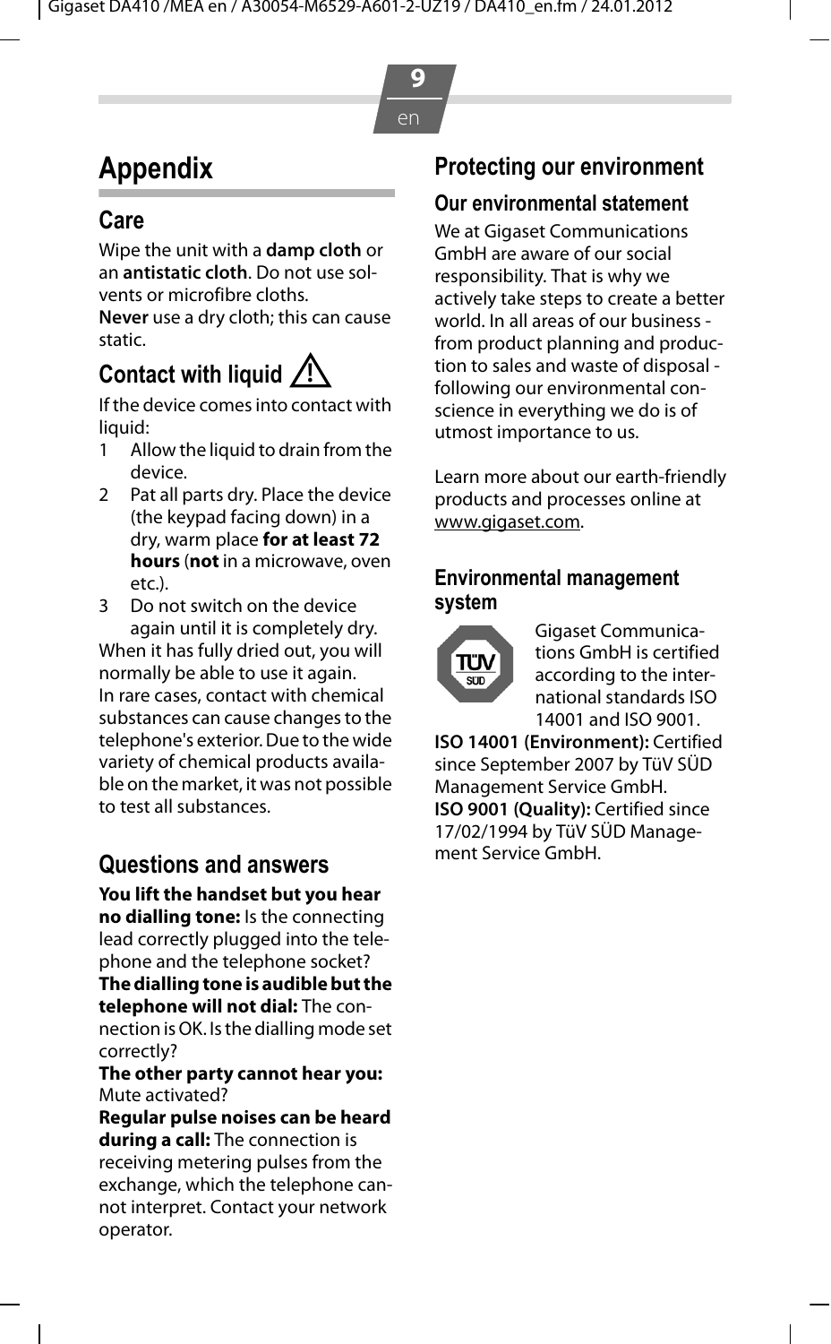# Appendix

## Care

Wipe the unit with a **damp cloth** or an **antistatic cloth**. Do not use solvents or microfibre cloths.
**Never** use a dry cloth; this can cause static.

## Contact with liquid ⚠

If the device comes into contact with liquid:

1. Allow the liquid to drain from the device.
2. Pat all parts dry. Place the device (the keypad facing down) in a dry, warm place **for at least 72 hours** (**not** in a microwave, oven etc.).
3. Do not switch on the device again until it is completely dry.

When it has fully dried out, you will normally be able to use it again.
In rare cases, contact with chemical substances can cause changes to the telephone's exterior. Due to the wide variety of chemical products available on the market, it was not possible to test all substances.

## Questions and answers

**You lift the handset but you hear no dialling tone:** Is the connecting lead correctly plugged into the telephone and the telephone socket?
**The dialling tone is audible but the telephone will not dial:** The connection is OK. Is the dialling mode set correctly?
**The other party cannot hear you:** Mute activated?
**Regular pulse noises can be heard during a call:** The connection is receiving metering pulses from the exchange, which the telephone cannot interpret. Contact your network operator.

## Protecting our environment

### Our environmental statement

We at Gigaset Communications GmbH are aware of our social responsibility. That is why we actively take steps to create a better world. In all areas of our business - from product planning and production to sales and waste of disposal - following our environmental conscience in everything we do is of utmost importance to us.

Learn more about our earth-friendly products and processes online at www.gigaset.com.

### Environmental management system

Gigaset Communications GmbH is certified according to the international standards ISO 14001 and ISO 9001.

**ISO 14001 (Environment):** Certified since September 2007 by TüV SÜD Management Service GmbH.
**ISO 9001 (Quality):** Certified since 17/02/1994 by TüV SÜD Management Service GmbH.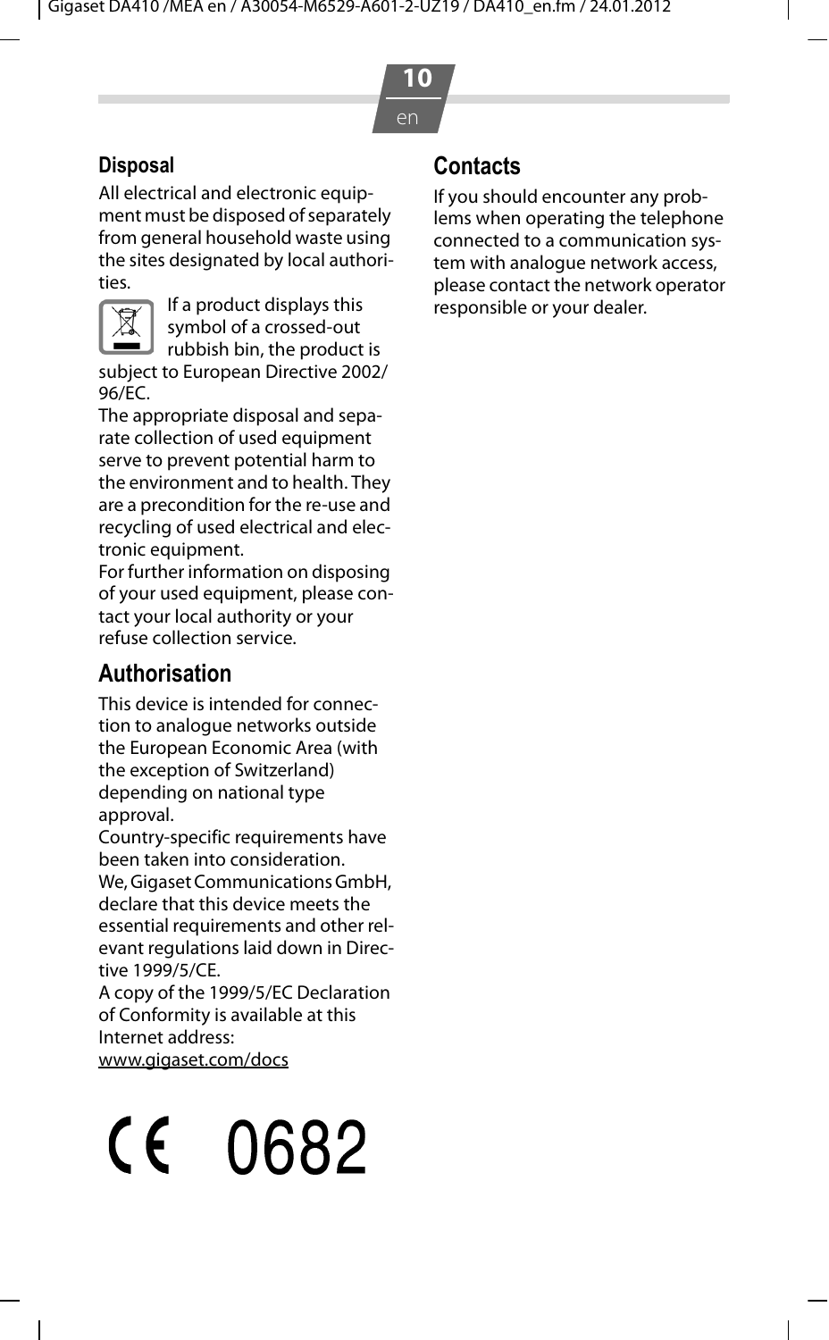## Disposal

All electrical and electronic equipment must be disposed of separately from general household waste using the sites designated by local authorities.

If a product displays this symbol of a crossed-out rubbish bin, the product is subject to European Directive 2002/96/EC.

The appropriate disposal and separate collection of used equipment serve to prevent potential harm to the environment and to health. They are a precondition for the re-use and recycling of used electrical and electronic equipment.

For further information on disposing of your used equipment, please contact your local authority or your refuse collection service.

## Authorisation

This device is intended for connection to analogue networks outside the European Economic Area (with the exception of Switzerland) depending on national type approval.

Country-specific requirements have been taken into consideration.

We, Gigaset Communications GmbH, declare that this device meets the essential requirements and other relevant regulations laid down in Directive 1999/5/CE.

A copy of the 1999/5/EC Declaration of Conformity is available at this Internet address:

www.gigaset.com/docs

CE 0682

## Contacts

If you should encounter any problems when operating the telephone connected to a communication system with analogue network access, please contact the network operator responsible or your dealer.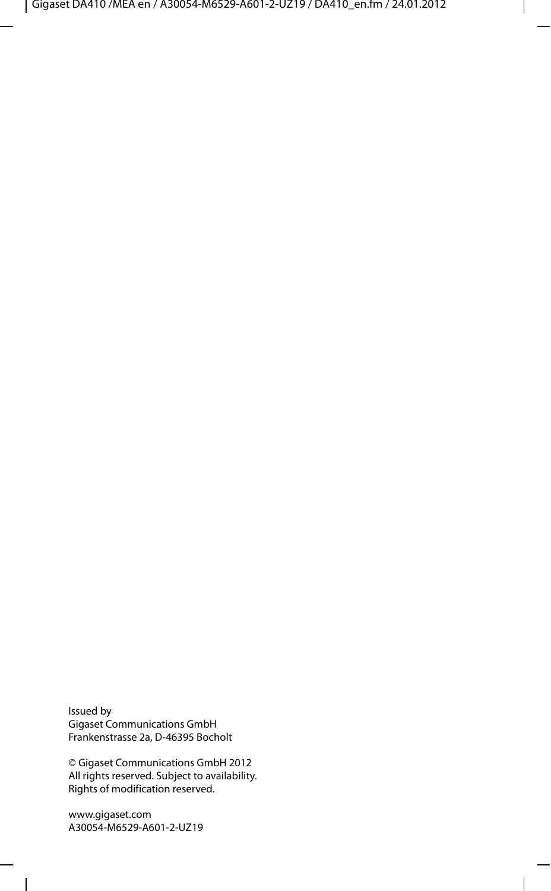Issued by
Gigaset Communications GmbH
Frankenstrasse 2a, D-46395 Bocholt

© Gigaset Communications GmbH 2012
All rights reserved. Subject to availability.
Rights of modification reserved.

www.gigaset.com
A30054-M6529-A601-2-UZ19